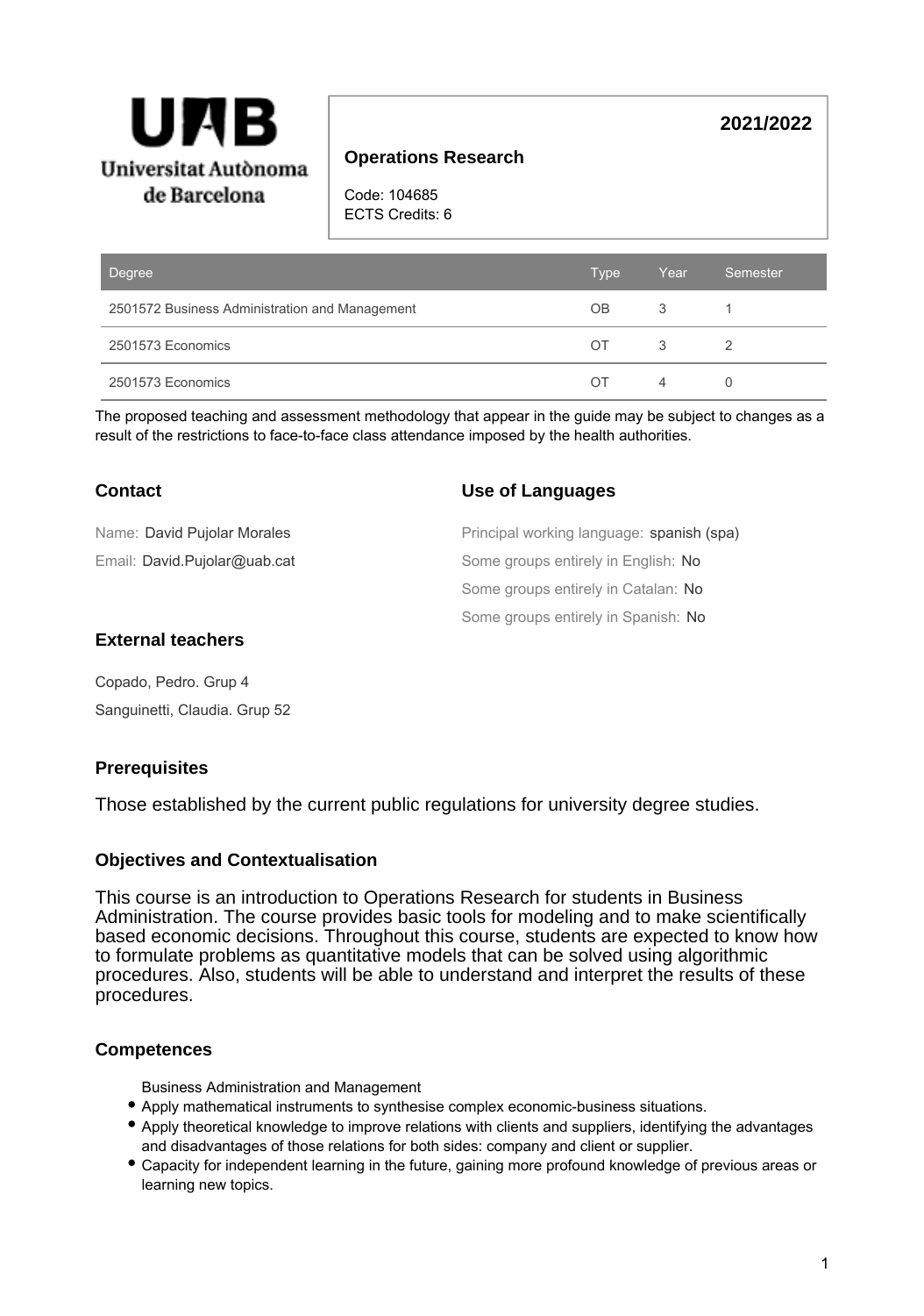Universitat Autònoma de Barcelona

**2021/2022**

## Operations Research

Code: 104685
ECTS Credits: 6

| Degree | Type | Year | Semester |
|---|---|---|---|
| 2501572 Business Administration and Management | OB | 3 | 1 |
| 2501573 Economics | OT | 3 | 2 |
| 2501573 Economics | OT | 4 | 0 |

The proposed teaching and assessment methodology that appear in the guide may be subject to changes as a result of the restrictions to face-to-face class attendance imposed by the health authorities.

### Contact

Name: David Pujolar Morales

Email: David.Pujolar@uab.cat

### Use of Languages

Principal working language: spanish (spa)

Some groups entirely in English: No

Some groups entirely in Catalan: No

Some groups entirely in Spanish: No

### External teachers

Copado, Pedro. Grup 4

Sanguinetti, Claudia. Grup 52

### Prerequisites

Those established by the current public regulations for university degree studies.

### Objectives and Contextualisation

This course is an introduction to Operations Research for students in Business Administration. The course provides basic tools for modeling and to make scientifically based economic decisions. Throughout this course, students are expected to know how to formulate problems as quantitative models that can be solved using algorithmic procedures. Also, students will be able to understand and interpret the results of these procedures.

### Competences

Business Administration and Management

- Apply mathematical instruments to synthesise complex economic-business situations.
- Apply theoretical knowledge to improve relations with clients and suppliers, identifying the advantages and disadvantages of those relations for both sides: company and client or supplier.
- Capacity for independent learning in the future, gaining more profound knowledge of previous areas or learning new topics.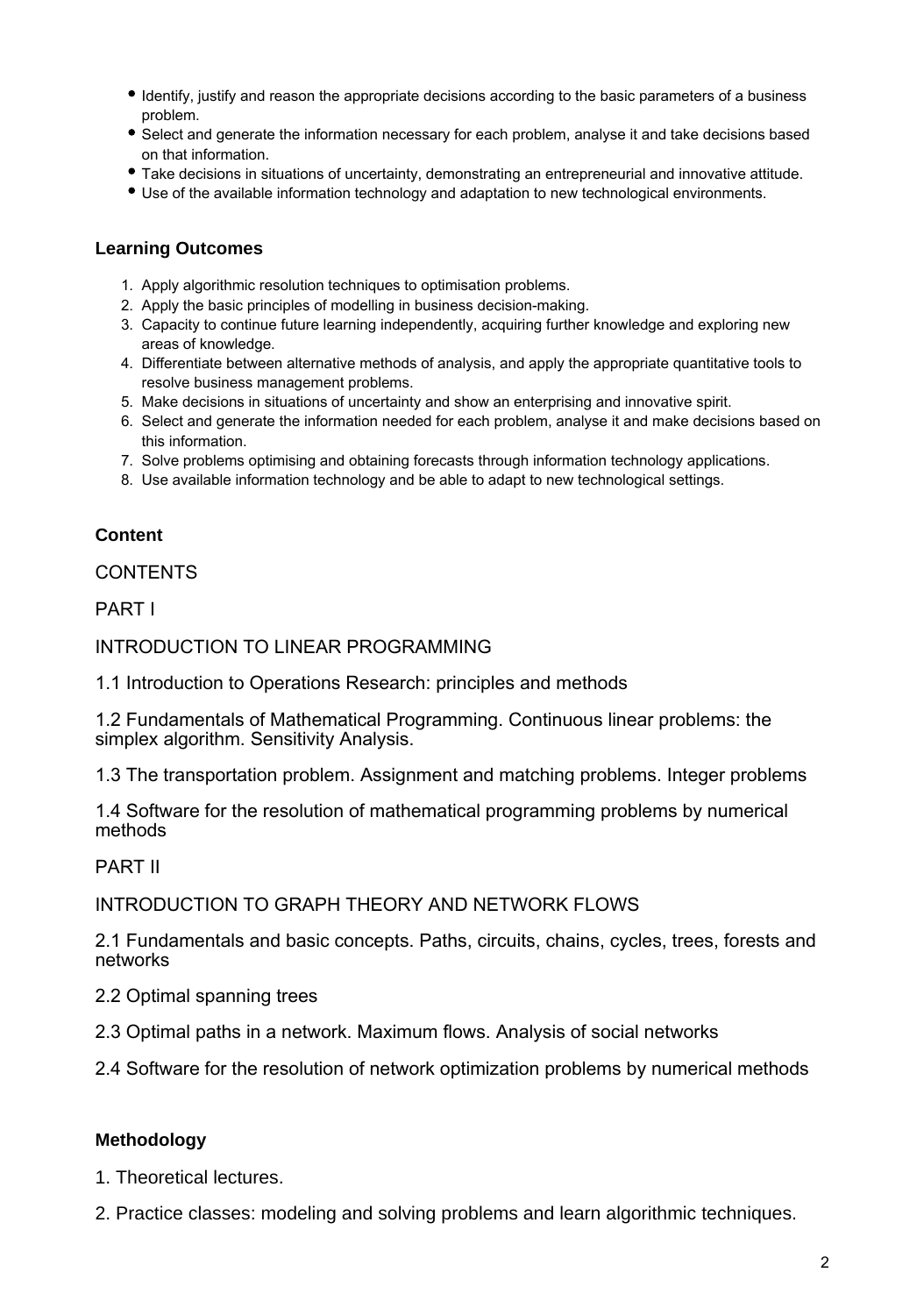- Identify, justify and reason the appropriate decisions according to the basic parameters of a business problem.
- Select and generate the information necessary for each problem, analyse it and take decisions based on that information.
- Take decisions in situations of uncertainty, demonstrating an entrepreneurial and innovative attitude.
- Use of the available information technology and adaptation to new technological environments.

### Learning Outcomes

1. Apply algorithmic resolution techniques to optimisation problems.
2. Apply the basic principles of modelling in business decision-making.
3. Capacity to continue future learning independently, acquiring further knowledge and exploring new areas of knowledge.
4. Differentiate between alternative methods of analysis, and apply the appropriate quantitative tools to resolve business management problems.
5. Make decisions in situations of uncertainty and show an enterprising and innovative spirit.
6. Select and generate the information needed for each problem, analyse it and make decisions based on this information.
7. Solve problems optimising and obtaining forecasts through information technology applications.
8. Use available information technology and be able to adapt to new technological settings.

### Content

CONTENTS

PART I

INTRODUCTION TO LINEAR PROGRAMMING

1.1 Introduction to Operations Research: principles and methods

1.2 Fundamentals of Mathematical Programming. Continuous linear problems: the simplex algorithm. Sensitivity Analysis.

1.3 The transportation problem. Assignment and matching problems. Integer problems

1.4 Software for the resolution of mathematical programming problems by numerical methods

PART II

INTRODUCTION TO GRAPH THEORY AND NETWORK FLOWS

2.1 Fundamentals and basic concepts. Paths, circuits, chains, cycles, trees, forests and networks

2.2 Optimal spanning trees

2.3 Optimal paths in a network. Maximum flows. Analysis of social networks

2.4 Software for the resolution of network optimization problems by numerical methods

### Methodology

1. Theoretical lectures.

2. Practice classes: modeling and solving problems and learn algorithmic techniques.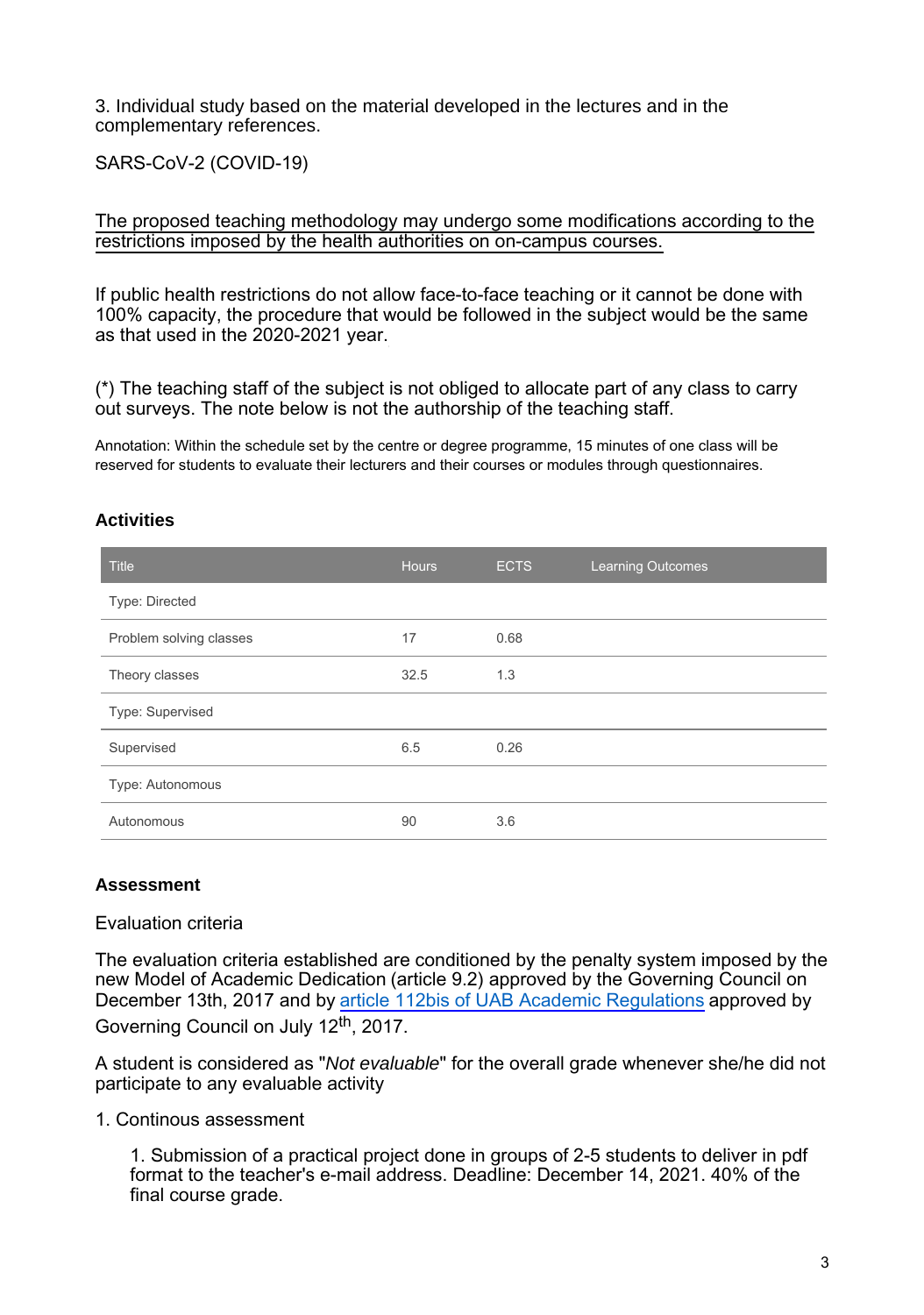3. Individual study based on the material developed in the lectures and in the complementary references.

SARS-CoV-2 (COVID-19)

The proposed teaching methodology may undergo some modifications according to the restrictions imposed by the health authorities on on-campus courses.

If public health restrictions do not allow face-to-face teaching or it cannot be done with 100% capacity, the procedure that would be followed in the subject would be the same as that used in the 2020-2021 year.

(*) The teaching staff of the subject is not obliged to allocate part of any class to carry out surveys. The note below is not the authorship of the teaching staff.

Annotation: Within the schedule set by the centre or degree programme, 15 minutes of one class will be reserved for students to evaluate their lecturers and their courses or modules through questionnaires.

### Activities

| Title | Hours | ECTS | Learning Outcomes |
|---|---|---|---|
| Type: Directed | | | |
| Problem solving classes | 17 | 0.68 | |
| Theory classes | 32.5 | 1.3 | |
| Type: Supervised | | | |
| Supervised | 6.5 | 0.26 | |
| Type: Autonomous | | | |
| Autonomous | 90 | 3.6 | |

### Assessment

Evaluation criteria

The evaluation criteria established are conditioned by the penalty system imposed by the new Model of Academic Dedication (article 9.2) approved by the Governing Council on December 13th, 2017 and by article 112bis of UAB Academic Regulations approved by Governing Council on July 12th, 2017.

A student is considered as "*Not evaluable*" for the overall grade whenever she/he did not participate to any evaluable activity

1. Continous assessment

    1. Submission of a practical project done in groups of 2-5 students to deliver in pdf format to the teacher's e-mail address. Deadline: December 14, 2021. 40% of the final course grade.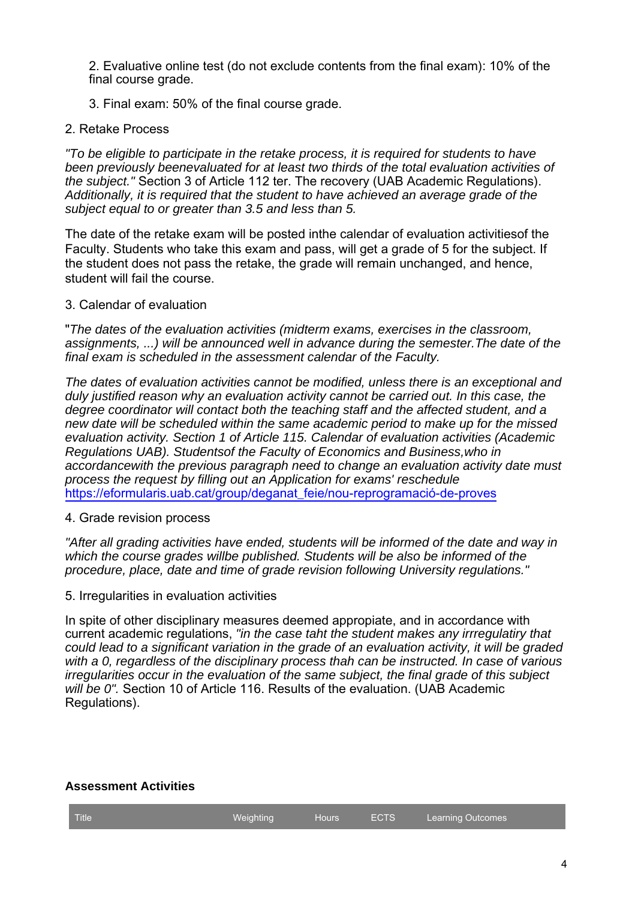2. Evaluative online test (do not exclude contents from the final exam): 10% of the final course grade.

3. Final exam: 50% of the final course grade.

2. Retake Process

*"To be eligible to participate in the retake process, it is required for students to have been previously beenevaluated for at least two thirds of the total evaluation activities of the subject."* Section 3 of Article 112 ter. The recovery (UAB Academic Regulations). *Additionally, it is required that the student to have achieved an average grade of the subject equal to or greater than 3.5 and less than 5.*

The date of the retake exam will be posted inthe calendar of evaluation activitiesof the Faculty. Students who take this exam and pass, will get a grade of 5 for the subject. If the student does not pass the retake, the grade will remain unchanged, and hence, student will fail the course.

3. Calendar of evaluation

"*The dates of the evaluation activities (midterm exams, exercises in the classroom, assignments, ...) will be announced well in advance during the semester.The date of the final exam is scheduled in the assessment calendar of the Faculty.*

*The dates of evaluation activities cannot be modified, unless there is an exceptional and duly justified reason why an evaluation activity cannot be carried out. In this case, the degree coordinator will contact both the teaching staff and the affected student, and a new date will be scheduled within the same academic period to make up for the missed evaluation activity. Section 1 of Article 115. Calendar of evaluation activities (Academic Regulations UAB). Studentsof the Faculty of Economics and Business,who in accordancewith the previous paragraph need to change an evaluation activity date must process the request by filling out an Application for exams' reschedule* https://eformularis.uab.cat/group/deganat_feie/nou-reprogramació-de-proves

4. Grade revision process

*"After all grading activities have ended, students will be informed of the date and way in which the course grades willbe published. Students will be also be informed of the procedure, place, date and time of grade revision following University regulations."*

5. Irregularities in evaluation activities

In spite of other disciplinary measures deemed appropiate, and in accordance with current academic regulations, *"in the case taht the student makes any irrregulatiry that could lead to a significant variation in the grade of an evaluation activity, it will be graded with a 0, regardless of the disciplinary process thah can be instructed. In case of various irregularities occur in the evaluation of the same subject, the final grade of this subject will be 0".* Section 10 of Article 116. Results of the evaluation. (UAB Academic Regulations).

**Assessment Activities**

| Title | Weighting | Hours | ECTS | Learning Outcomes |
|---|---|---|---|---|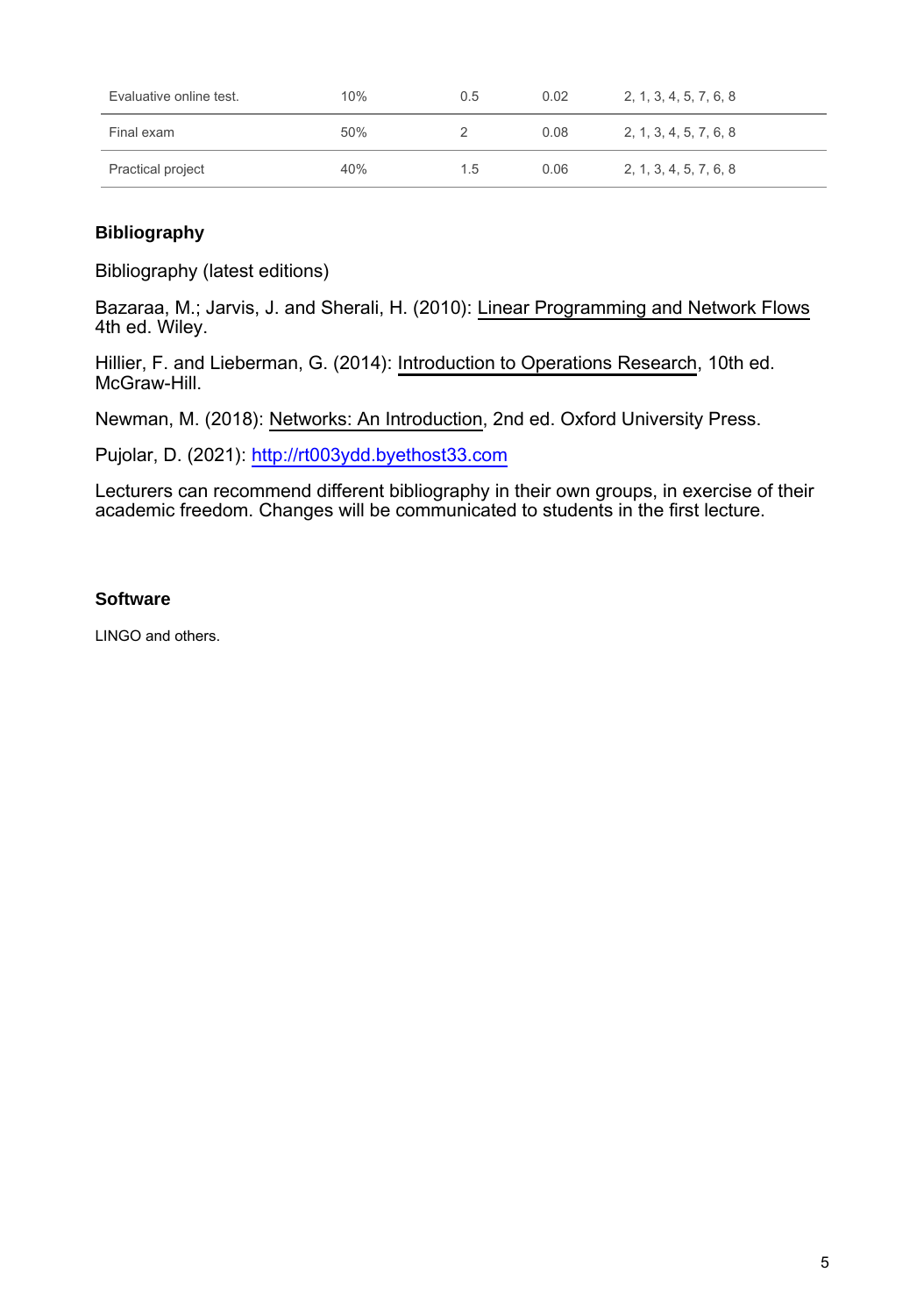| | | | | |
|---|---|---|---|---|
| Evaluative online test. | 10% | 0.5 | 0.02 | 2, 1, 3, 4, 5, 7, 6, 8 |
| Final exam | 50% | 2 | 0.08 | 2, 1, 3, 4, 5, 7, 6, 8 |
| Practical project | 40% | 1.5 | 0.06 | 2, 1, 3, 4, 5, 7, 6, 8 |

## Bibliography

Bibliography (latest editions)

Bazaraa, M.; Jarvis, J. and Sherali, H. (2010): Linear Programming and Network Flows 4th ed. Wiley.

Hillier, F. and Lieberman, G. (2014): Introduction to Operations Research, 10th ed. McGraw-Hill.

Newman, M. (2018): Networks: An Introduction, 2nd ed. Oxford University Press.

Pujolar, D. (2021): http://rt003ydd.byethost33.com

Lecturers can recommend different bibliography in their own groups, in exercise of their academic freedom. Changes will be communicated to students in the first lecture.

## Software

LINGO and others.